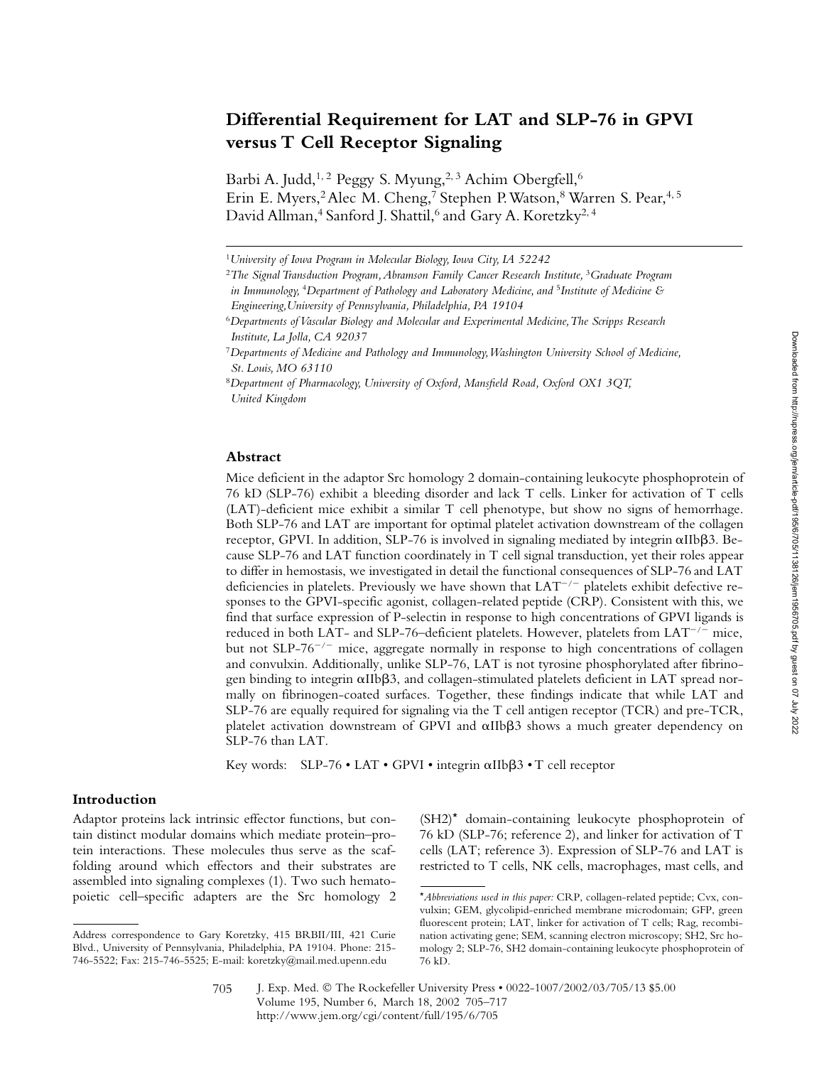# Differential Requirement for LAT and SLP-76 in GPVI versus T Cell Receptor Signaling

Barbi A. Judd,[1,2] Peggy S. Myung,[2,3] Achim Obergfell,[6] Erin E. Myers,[2] Alec M. Cheng,[7] Stephen P. Watson,[8] Warren S. Pear,[4,5] David Allman,[4] Sanford J. Shattil,[6] and Gary A. Koretzky[2,4]

[1]*University of Iowa Program in Molecular Biology, Iowa City, IA 52242*

[2]*The Signal Transduction Program, Abramson Family Cancer Research Institute,* [3]*Graduate Program in Immunology,* [4]*Department of Pathology and Laboratory Medicine, and* [5]*Institute of Medicine & Engineering, University of Pennsylvania, Philadelphia, PA 19104*

[6]*Departments of Vascular Biology and Molecular and Experimental Medicine, The Scripps Research Institute, La Jolla, CA 92037*

[7]*Departments of Medicine and Pathology and Immunology, Washington University School of Medicine, St. Louis, MO 63110*

[8]*Department of Pharmacology, University of Oxford, Mansfield Road, Oxford OX1 3QT, United Kingdom*

## Abstract

Mice deficient in the adaptor Src homology 2 domain-containing leukocyte phosphoprotein of 76 kD (SLP-76) exhibit a bleeding disorder and lack T cells. Linker for activation of T cells (LAT)-deficient mice exhibit a similar T cell phenotype, but show no signs of hemorrhage. Both SLP-76 and LAT are important for optimal platelet activation downstream of the collagen receptor, GPVI. In addition, SLP-76 is involved in signaling mediated by integrin αIIbβ3. Because SLP-76 and LAT function coordinately in T cell signal transduction, yet their roles appear to differ in hemostasis, we investigated in detail the functional consequences of SLP-76 and LAT deficiencies in platelets. Previously we have shown that $LAT^{-/-}$ platelets exhibit defective responses to the GPVI-specific agonist, collagen-related peptide (CRP). Consistent with this, we find that surface expression of P-selectin in response to high concentrations of GPVI ligands is reduced in both LAT- and SLP-76–deficient platelets. However, platelets from $LAT^{-/-}$ mice, but not $SLP\text{-}76^{-/-}$ mice, aggregate normally in response to high concentrations of collagen and convulxin. Additionally, unlike SLP-76, LAT is not tyrosine phosphorylated after fibrinogen binding to integrin αIIbβ3, and collagen-stimulated platelets deficient in LAT spread normally on fibrinogen-coated surfaces. Together, these findings indicate that while LAT and SLP-76 are equally required for signaling via the T cell antigen receptor (TCR) and pre-TCR, platelet activation downstream of GPVI and αIIbβ3 shows a much greater dependency on SLP-76 than LAT.

Key words: SLP-76 • LAT • GPVI • integrin αIIbβ3 • T cell receptor

## Introduction

Adaptor proteins lack intrinsic effector functions, but contain distinct modular domains which mediate protein–protein interactions. These molecules thus serve as the scaffolding around which effectors and their substrates are assembled into signaling complexes (1). Two such hematopoietic cell–specific adapters are the Src homology 2 (SH2)* domain-containing leukocyte phosphoprotein of 76 kD (SLP-76; reference 2), and linker for activation of T cells (LAT; reference 3). Expression of SLP-76 and LAT is restricted to T cells, NK cells, macrophages, mast cells, and

Address correspondence to Gary Koretzky, 415 BRBII/III, 421 Curie Blvd., University of Pennsylvania, Philadelphia, PA 19104. Phone: 215-746-5522; Fax: 215-746-5525; E-mail: koretzky@mail.med.upenn.edu

**Abbreviations used in this paper:* CRP, collagen-related peptide; Cvx, convulxin; GEM, glycolipid-enriched membrane microdomain; GFP, green fluorescent protein; LAT, linker for activation of T cells; Rag, recombination activating gene; SEM, scanning electron microscopy; SH2, Src homology 2; SLP-76, SH2 domain-containing leukocyte phosphoprotein of 76 kD.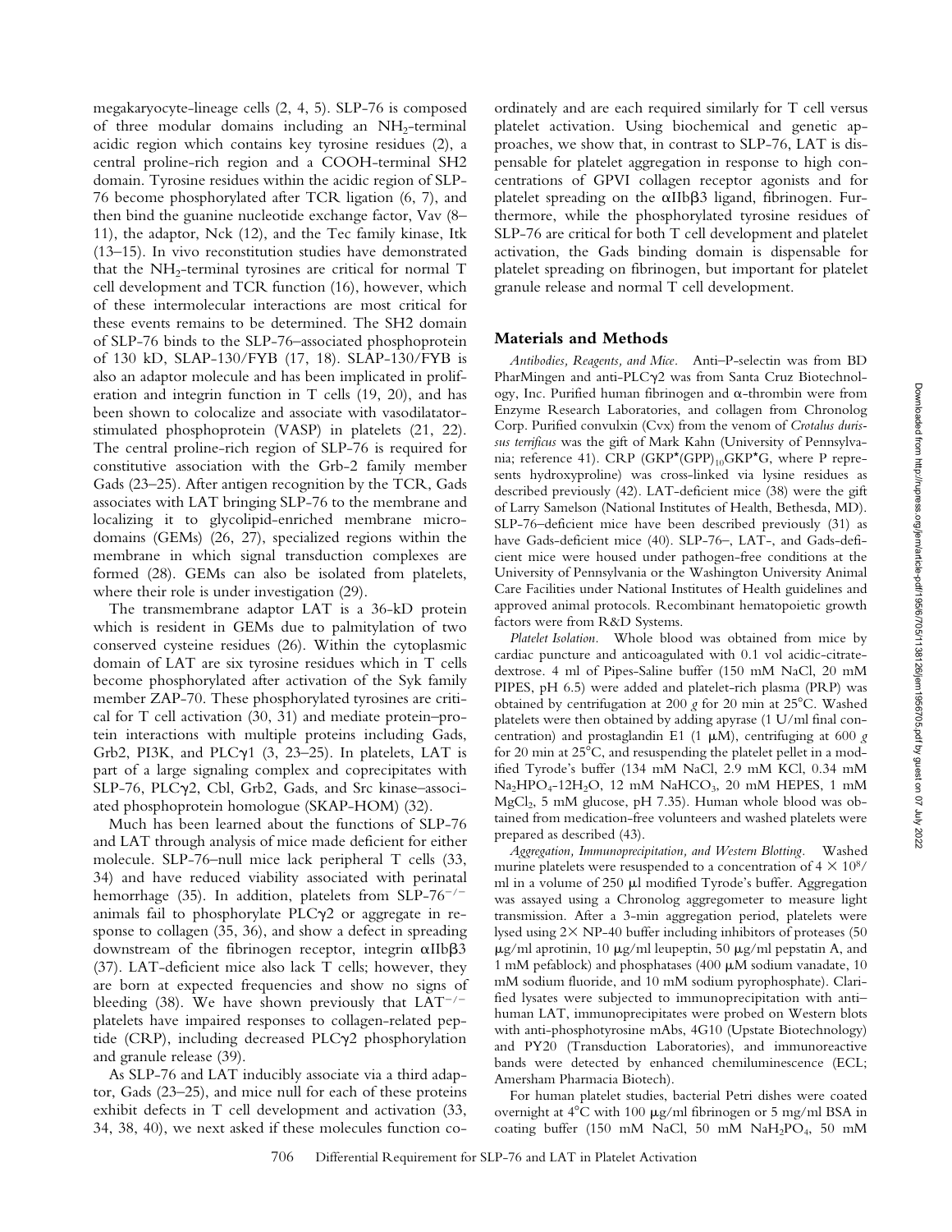megakaryocyte-lineage cells (2, 4, 5). SLP-76 is composed of three modular domains including an $NH_2$-terminal acidic region which contains key tyrosine residues (2), a central proline-rich region and a COOH-terminal SH2 domain. Tyrosine residues within the acidic region of SLP-76 become phosphorylated after TCR ligation (6, 7), and then bind the guanine nucleotide exchange factor, Vav (8–11), the adaptor, Nck (12), and the Tec family kinase, Itk (13–15). In vivo reconstitution studies have demonstrated that the $NH_2$-terminal tyrosines are critical for normal T cell development and TCR function (16), however, which of these intermolecular interactions are most critical for these events remains to be determined. The SH2 domain of SLP-76 binds to the SLP-76–associated phosphoprotein of 130 kD, SLAP-130/FYB (17, 18). SLAP-130/FYB is also an adaptor molecule and has been implicated in proliferation and integrin function in T cells (19, 20), and has been shown to colocalize and associate with vasodilatator-stimulated phosphoprotein (VASP) in platelets (21, 22). The central proline-rich region of SLP-76 is required for constitutive association with the Grb-2 family member Gads (23–25). After antigen recognition by the TCR, Gads associates with LAT bringing SLP-76 to the membrane and localizing it to glycolipid-enriched membrane microdomains (GEMs) (26, 27), specialized regions within the membrane in which signal transduction complexes are formed (28). GEMs can also be isolated from platelets, where their role is under investigation (29).

The transmembrane adaptor LAT is a 36-kD protein which is resident in GEMs due to palmitylation of two conserved cysteine residues (26). Within the cytoplasmic domain of LAT are six tyrosine residues which in T cells become phosphorylated after activation of the Syk family member ZAP-70. These phosphorylated tyrosines are critical for T cell activation (30, 31) and mediate protein–protein interactions with multiple proteins including Gads, Grb2, PI3K, and PLCγ1 (3, 23–25). In platelets, LAT is part of a large signaling complex and coprecipitates with SLP-76, PLCγ2, Cbl, Grb2, Gads, and Src kinase–associated phosphoprotein homologue (SKAP-HOM) (32).

Much has been learned about the functions of SLP-76 and LAT through analysis of mice made deficient for either molecule. SLP-76–null mice lack peripheral T cells (33, 34) and have reduced viability associated with perinatal hemorrhage (35). In addition, platelets from SLP-$76^{-/-}$ animals fail to phosphorylate PLCγ2 or aggregate in response to collagen (35, 36), and show a defect in spreading downstream of the fibrinogen receptor, integrin αIIbβ3 (37). LAT-deficient mice also lack T cells; however, they are born at expected frequencies and show no signs of bleeding (38). We have shown previously that $LAT^{-/-}$ platelets have impaired responses to collagen-related peptide (CRP), including decreased PLCγ2 phosphorylation and granule release (39).

As SLP-76 and LAT inducibly associate via a third adaptor, Gads (23–25), and mice null for each of these proteins exhibit defects in T cell development and activation (33, 34, 38, 40), we next asked if these molecules function coordinately and are each required similarly for T cell versus platelet activation. Using biochemical and genetic approaches, we show that, in contrast to SLP-76, LAT is dispensable for platelet aggregation in response to high concentrations of GPVI collagen receptor agonists and for platelet spreading on the αIIbβ3 ligand, fibrinogen. Furthermore, while the phosphorylated tyrosine residues of SLP-76 are critical for both T cell development and platelet activation, the Gads binding domain is dispensable for platelet spreading on fibrinogen, but important for platelet granule release and normal T cell development.

## Materials and Methods

*Antibodies, Reagents, and Mice.* Anti–P-selectin was from BD PharMingen and anti-PLCγ2 was from Santa Cruz Biotechnology, Inc. Purified human fibrinogen and α-thrombin were from Enzyme Research Laboratories, and collagen from Chronolog Corp. Purified convulxin (Cvx) from the venom of *Crotalus durissus terrificus* was the gift of Mark Kahn (University of Pennsylvania; reference 41). CRP ($GKP^*(GPP)_{10}GKP^*G$, where P represents hydroxyproline) was cross-linked via lysine residues as described previously (42). LAT-deficient mice (38) were the gift of Larry Samelson (National Institutes of Health, Bethesda, MD). SLP-76–deficient mice have been described previously (31) as have Gads-deficient mice (40). SLP-76–, LAT-, and Gads-deficient mice were housed under pathogen-free conditions at the University of Pennsylvania or the Washington University Animal Care Facilities under National Institutes of Health guidelines and approved animal protocols. Recombinant hematopoietic growth factors were from R&D Systems.

*Platelet Isolation.* Whole blood was obtained from mice by cardiac puncture and anticoagulated with 0.1 vol acidic-citrate-dextrose. 4 ml of Pipes-Saline buffer (150 mM NaCl, 20 mM PIPES, pH 6.5) were added and platelet-rich plasma (PRP) was obtained by centrifugation at 200 *g* for 20 min at 25°C. Washed platelets were then obtained by adding apyrase (1 U/ml final concentration) and prostaglandin E1 (1 μM), centrifuging at 600 *g* for 20 min at 25°C, and resuspending the platelet pellet in a modified Tyrode's buffer (134 mM NaCl, 2.9 mM KCl, 0.34 mM $Na_2HPO_4$-$12H_2O$, 12 mM $NaHCO_3$, 20 mM HEPES, 1 mM $MgCl_2$, 5 mM glucose, pH 7.35). Human whole blood was obtained from medication-free volunteers and washed platelets were prepared as described (43).

*Aggregation, Immunoprecipitation, and Western Blotting.* Washed murine platelets were resuspended to a concentration of $4 \times 10^8$/ml in a volume of 250 μl modified Tyrode's buffer. Aggregation was assayed using a Chronolog aggregometer to measure light transmission. After a 3-min aggregation period, platelets were lysed using 2× NP-40 buffer including inhibitors of proteases (50 μg/ml aprotinin, 10 μg/ml leupeptin, 50 μg/ml pepstatin A, and 1 mM pefablock) and phosphatases (400 μM sodium vanadate, 10 mM sodium fluoride, and 10 mM sodium pyrophosphate). Clarified lysates were subjected to immunoprecipitation with anti–human LAT, immunoprecipitates were probed on Western blots with anti-phosphotyrosine mAbs, 4G10 (Upstate Biotechnology) and PY20 (Transduction Laboratories), and immunoreactive bands were detected by enhanced chemiluminescence (ECL; Amersham Pharmacia Biotech).

For human platelet studies, bacterial Petri dishes were coated overnight at 4°C with 100 μg/ml fibrinogen or 5 mg/ml BSA in coating buffer (150 mM NaCl, 50 mM $NaH_2PO_4$, 50 mM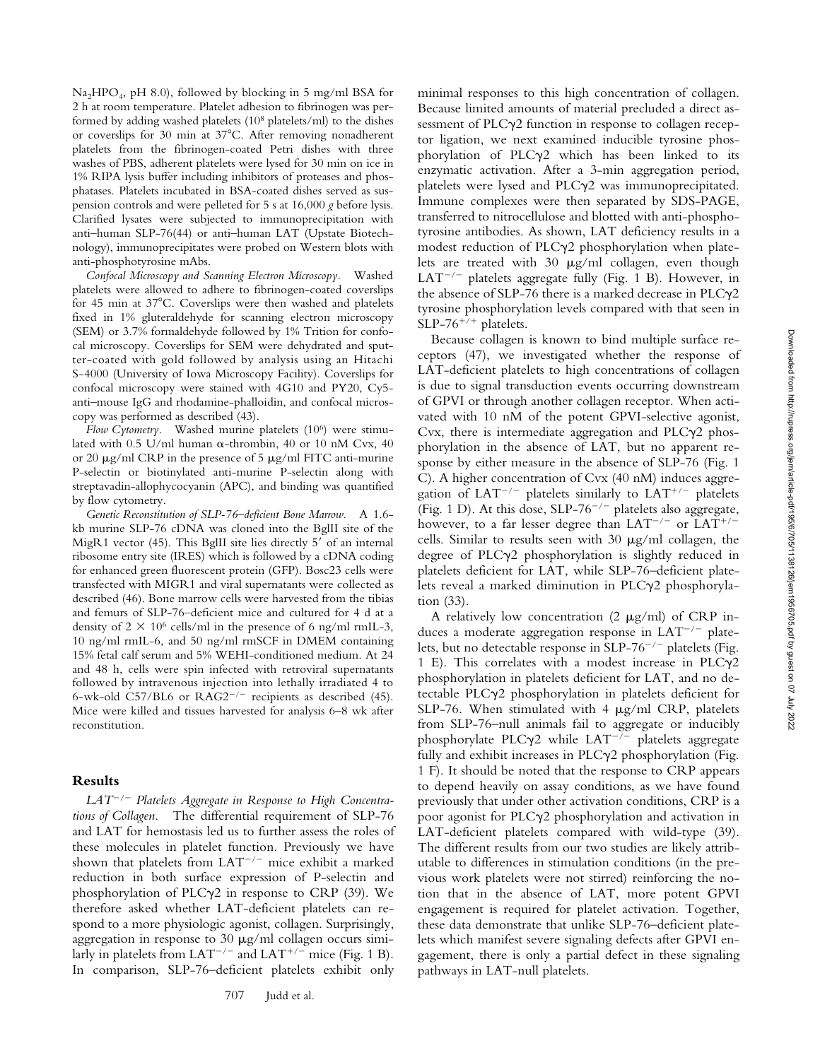$Na_2HPO_4$, pH 8.0), followed by blocking in 5 mg/ml BSA for 2 h at room temperature. Platelet adhesion to fibrinogen was performed by adding washed platelets ($10^8$ platelets/ml) to the dishes or coverslips for 30 min at 37°C. After removing nonadherent platelets from the fibrinogen-coated Petri dishes with three washes of PBS, adherent platelets were lysed for 30 min on ice in 1% RIPA lysis buffer including inhibitors of proteases and phosphatases. Platelets incubated in BSA-coated dishes served as suspension controls and were pelleted for 5 s at 16,000 *g* before lysis. Clarified lysates were subjected to immunoprecipitation with anti–human SLP-76(44) or anti–human LAT (Upstate Biotechnology), immunoprecipitates were probed on Western blots with anti-phosphotyrosine mAbs.

*Confocal Microscopy and Scanning Electron Microscopy.* Washed platelets were allowed to adhere to fibrinogen-coated coverslips for 45 min at 37°C. Coverslips were then washed and platelets fixed in 1% gluteraldehyde for scanning electron microscopy (SEM) or 3.7% formaldehyde followed by 1% Trition for confocal microscopy. Coverslips for SEM were dehydrated and sputter-coated with gold followed by analysis using an Hitachi S-4000 (University of Iowa Microscopy Facility). Coverslips for confocal microscopy were stained with 4G10 and PY20, Cy5-anti–mouse IgG and rhodamine-phalloidin, and confocal microscopy was performed as described (43).

*Flow Cytometry.* Washed murine platelets ($10^6$) were stimulated with 0.5 U/ml human α-thrombin, 40 or 10 nM Cvx, 40 or 20 μg/ml CRP in the presence of 5 μg/ml FITC anti-murine P-selectin or biotinylated anti-murine P-selectin along with streptavadin-allophycocyanin (APC), and binding was quantified by flow cytometry.

*Genetic Reconstitution of SLP-76–deficient Bone Marrow.* A 1.6-kb murine SLP-76 cDNA was cloned into the BglII site of the MigR1 vector (45). This BglII site lies directly 5′ of an internal ribosome entry site (IRES) which is followed by a cDNA coding for enhanced green fluorescent protein (GFP). Bosc23 cells were transfected with MIGR1 and viral supernatants were collected as described (46). Bone marrow cells were harvested from the tibias and femurs of SLP-76–deficient mice and cultured for 4 d at a density of $2 \times 10^6$ cells/ml in the presence of 6 ng/ml rmIL-3, 10 ng/ml rmIL-6, and 50 ng/ml rmSCF in DMEM containing 15% fetal calf serum and 5% WEHI-conditioned medium. At 24 and 48 h, cells were spin infected with retroviral supernatants followed by intravenous injection into lethally irradiated 4 to 6-wk-old C57/BL6 or $RAG2^{-/-}$ recipients as described (45). Mice were killed and tissues harvested for analysis 6–8 wk after reconstitution.

## Results

*$LAT^{-/-}$ Platelets Aggregate in Response to High Concentrations of Collagen.* The differential requirement of SLP-76 and LAT for hemostasis led us to further assess the roles of these molecules in platelet function. Previously we have shown that platelets from $LAT^{-/-}$ mice exhibit a marked reduction in both surface expression of P-selectin and phosphorylation of PLCγ2 in response to CRP (39). We therefore asked whether LAT-deficient platelets can respond to a more physiologic agonist, collagen. Surprisingly, aggregation in response to 30 μg/ml collagen occurs similarly in platelets from $LAT^{-/-}$ and $LAT^{+/-}$ mice (Fig. 1 B). In comparison, SLP-76–deficient platelets exhibit only minimal responses to this high concentration of collagen. Because limited amounts of material precluded a direct assessment of PLCγ2 function in response to collagen receptor ligation, we next examined inducible tyrosine phosphorylation of PLCγ2 which has been linked to its enzymatic activation. After a 3-min aggregation period, platelets were lysed and PLCγ2 was immunoprecipitated. Immune complexes were then separated by SDS-PAGE, transferred to nitrocellulose and blotted with anti-phosphotyrosine antibodies. As shown, LAT deficiency results in a modest reduction of PLCγ2 phosphorylation when platelets are treated with 30 μg/ml collagen, even though $LAT^{-/-}$ platelets aggregate fully (Fig. 1 B). However, in the absence of SLP-76 there is a marked decrease in PLCγ2 tyrosine phosphorylation levels compared with that seen in $SLP\text{-}76^{+/+}$ platelets.

Because collagen is known to bind multiple surface receptors (47), we investigated whether the response of LAT-deficient platelets to high concentrations of collagen is due to signal transduction events occurring downstream of GPVI or through another collagen receptor. When activated with 10 nM of the potent GPVI-selective agonist, Cvx, there is intermediate aggregation and PLCγ2 phosphorylation in the absence of LAT, but no apparent response by either measure in the absence of SLP-76 (Fig. 1 C). A higher concentration of Cvx (40 nM) induces aggregation of $LAT^{-/-}$ platelets similarly to $LAT^{+/-}$ platelets (Fig. 1 D). At this dose, $SLP\text{-}76^{-/-}$ platelets also aggregate, however, to a far lesser degree than $LAT^{-/-}$ or $LAT^{+/-}$ cells. Similar to results seen with 30 μg/ml collagen, the degree of PLCγ2 phosphorylation is slightly reduced in platelets deficient for LAT, while SLP-76–deficient platelets reveal a marked diminution in PLCγ2 phosphorylation (33).

A relatively low concentration (2 μg/ml) of CRP induces a moderate aggregation response in $LAT^{-/-}$ platelets, but no detectable response in $SLP\text{-}76^{-/-}$ platelets (Fig. 1 E). This correlates with a modest increase in PLCγ2 phosphorylation in platelets deficient for LAT, and no detectable PLCγ2 phosphorylation in platelets deficient for SLP-76. When stimulated with 4 μg/ml CRP, platelets from SLP-76–null animals fail to aggregate or inducibly phosphorylate PLCγ2 while $LAT^{-/-}$ platelets aggregate fully and exhibit increases in PLCγ2 phosphorylation (Fig. 1 F). It should be noted that the response to CRP appears to depend heavily on assay conditions, as we have found previously that under other activation conditions, CRP is a poor agonist for PLCγ2 phosphorylation and activation in LAT-deficient platelets compared with wild-type (39). The different results from our two studies are likely attributable to differences in stimulation conditions (in the previous work platelets were not stirred) reinforcing the notion that in the absence of LAT, more potent GPVI engagement is required for platelet activation. Together, these data demonstrate that unlike SLP-76–deficient platelets which manifest severe signaling defects after GPVI engagement, there is only a partial defect in these signaling pathways in LAT-null platelets.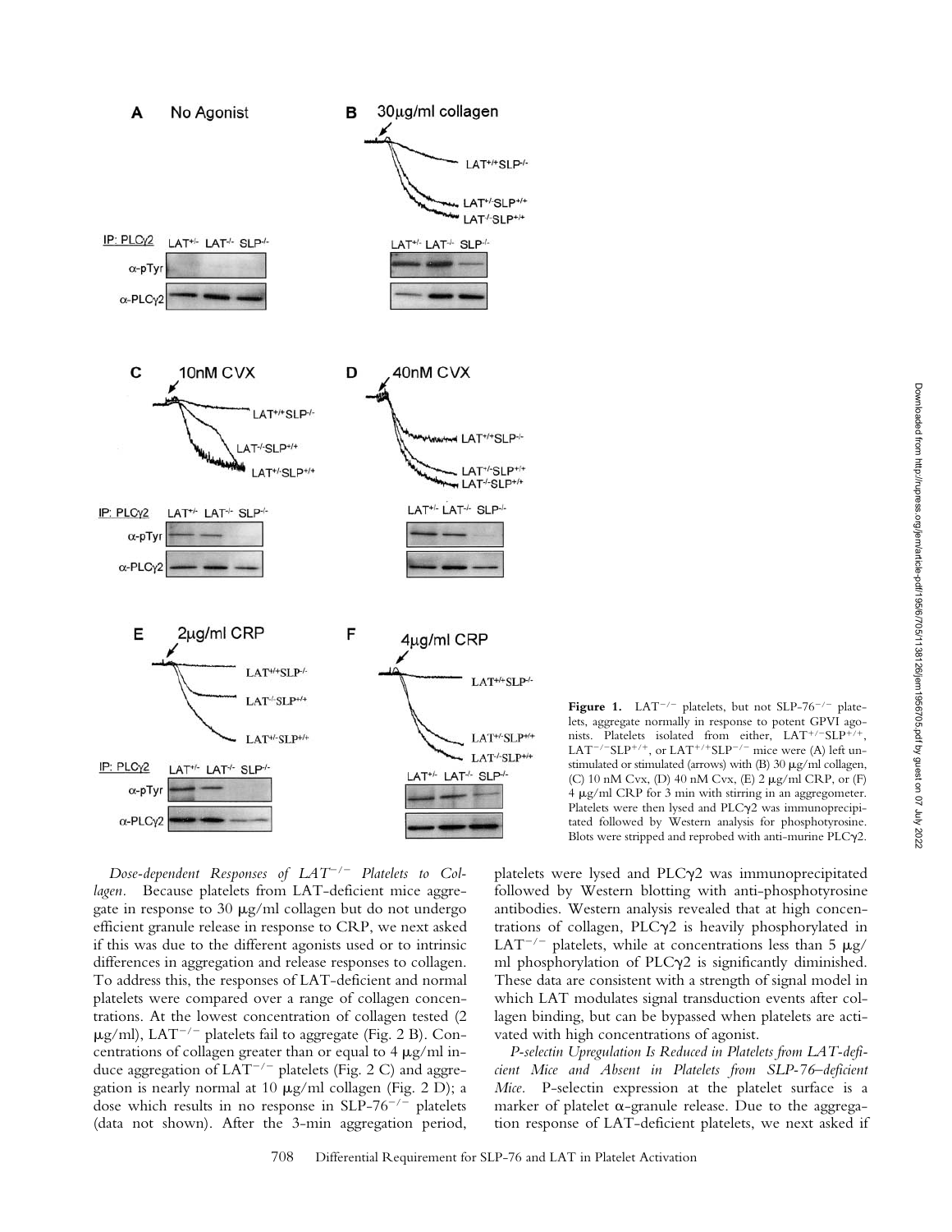A No Agonist

B 30μg/ml collagen

LAT+/+SLP-/-

LAT+/-SLP+/+

LAT-/-SLP+/+

IP: PLCγ2 LAT+/- LAT-/- SLP-/-

α-pTyr

α-PLCγ2

LAT+/- LAT-/- SLP-/-

C 10nM CVX

LAT+/+SLP-/-

LAT-/-SLP+/+

LAT+/-SLP+/+

IP: PLCγ2 LAT+/- LAT-/- SLP-/-

α-pTyr

α-PLCγ2

D 40nM CVX

LAT+/+SLP-/-

LAT+/-SLP+/+

LAT-/-SLP+/+

LAT+/- LAT-/- SLP-/-

E 2μg/ml CRP

LAT+/+SLP-/-

LAT-/-SLP+/+

LAT+/-SLP+/+

IP: PLCγ2 LAT+/- LAT-/- SLP-/-

α-pTyr

α-PLCγ2

F 4μg/ml CRP

LAT+/+SLP-/-

LAT+/-SLP+/+

LAT-/-SLP+/+

LAT+/- LAT-/- SLP-/-

**Figure 1.** $LAT^{-/-}$ platelets, but not $SLP\text{-}76^{-/-}$ platelets, aggregate normally in response to potent GPVI agonists. Platelets isolated from either, $LAT^{+/-}SLP^{+/+}$, $LAT^{-/-}SLP^{+/+}$, or $LAT^{+/+}SLP^{-/-}$ mice were (A) left unstimulated or stimulated (arrows) with (B) 30 μg/ml collagen, (C) 10 nM Cvx, (D) 40 nM Cvx, (E) 2 μg/ml CRP, or (F) 4 μg/ml CRP for 3 min with stirring in an aggregometer. Platelets were then lysed and PLCγ2 was immunoprecipitated followed by Western analysis for phosphotyrosine. Blots were stripped and reprobed with anti-murine PLCγ2.

*Dose-dependent Responses of $LAT^{-/-}$ Platelets to Collagen.* Because platelets from LAT-deficient mice aggregate in response to 30 μg/ml collagen but do not undergo efficient granule release in response to CRP, we next asked if this was due to the different agonists used or to intrinsic differences in aggregation and release responses to collagen. To address this, the responses of LAT-deficient and normal platelets were compared over a range of collagen concentrations. At the lowest concentration of collagen tested (2 μg/ml), $LAT^{-/-}$ platelets fail to aggregate (Fig. 2 B). Concentrations of collagen greater than or equal to 4 μg/ml induce aggregation of $LAT^{-/-}$ platelets (Fig. 2 C) and aggregation is nearly normal at 10 μg/ml collagen (Fig. 2 D); a dose which results in no response in $SLP\text{-}76^{-/-}$ platelets (data not shown). After the 3-min aggregation period, platelets were lysed and PLCγ2 was immunoprecipitated followed by Western blotting with anti-phosphotyrosine antibodies. Western analysis revealed that at high concentrations of collagen, PLCγ2 is heavily phosphorylated in $LAT^{-/-}$ platelets, while at concentrations less than 5 μg/ml phosphorylation of PLCγ2 is significantly diminished. These data are consistent with a strength of signal model in which LAT modulates signal transduction events after collagen binding, but can be bypassed when platelets are activated with high concentrations of agonist.

*P-selectin Upregulation Is Reduced in Platelets from LAT-deficient Mice and Absent in Platelets from SLP-76–deficient Mice.* P-selectin expression at the platelet surface is a marker of platelet α-granule release. Due to the aggregation response of LAT-deficient platelets, we next asked if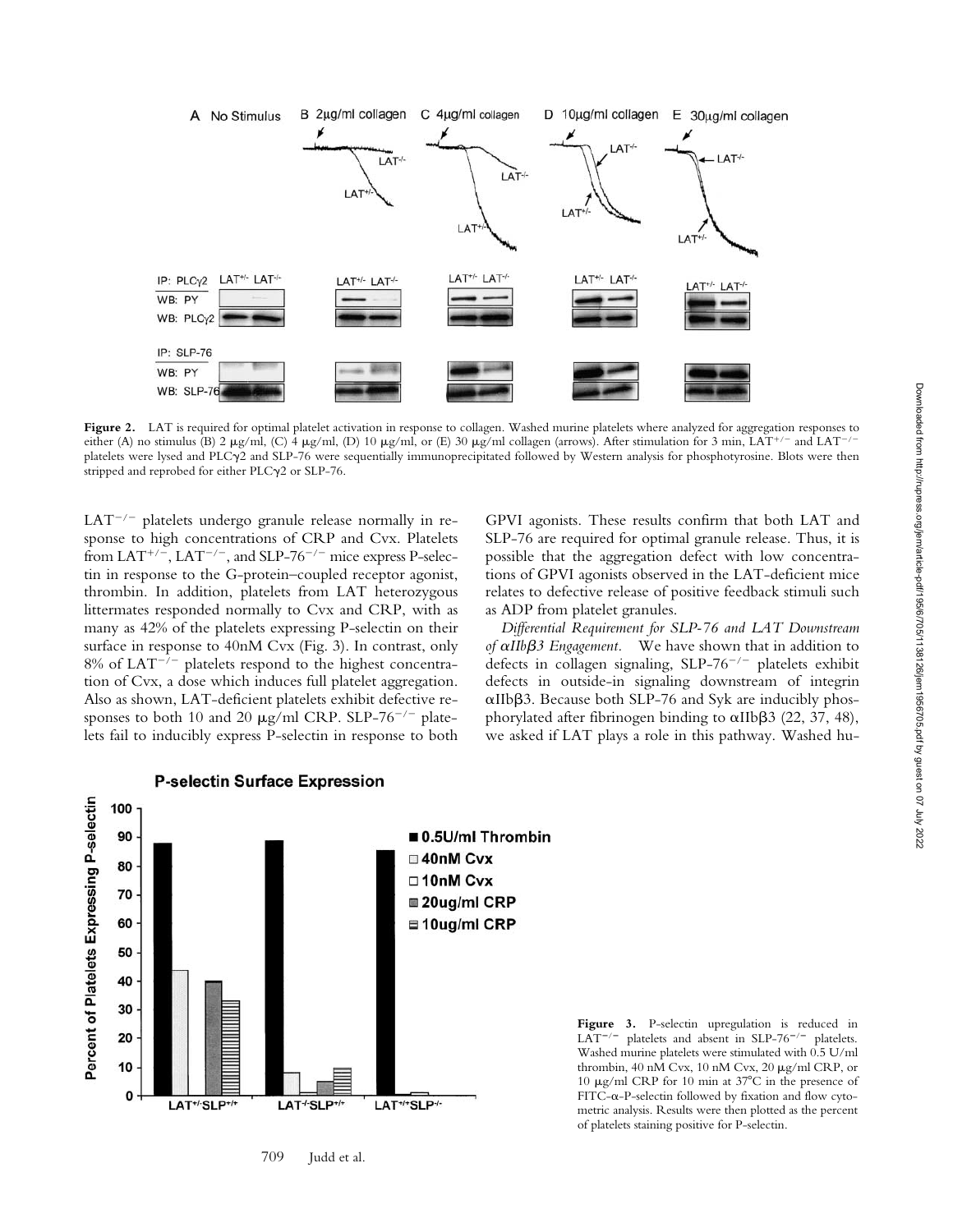A No Stimulus B 2μg/ml collagen C 4μg/ml collagen D 10μg/ml collagen E 30μg/ml collagen

LAT-/-
LAT+/-

IP: PLCγ2 LAT+/- LAT-/-
WB: PY
WB: PLCγ2

IP: SLP-76
WB: PY
WB: SLP-76

**Figure 2.** LAT is required for optimal platelet activation in response to collagen. Washed murine platelets where analyzed for aggregation responses to either (A) no stimulus (B) 2 μg/ml, (C) 4 μg/ml, (D) 10 μg/ml, or (E) 30 μg/ml collagen (arrows). After stimulation for 3 min, $LAT^{+/-}$ and $LAT^{-/-}$ platelets were lysed and PLCγ2 and SLP-76 were sequentially immunoprecipitated followed by Western analysis for phosphotyrosine. Blots were then stripped and reprobed for either PLCγ2 or SLP-76.

$LAT^{-/-}$ platelets undergo granule release normally in response to high concentrations of CRP and Cvx. Platelets from $LAT^{+/-}$, $LAT^{-/-}$, and SLP-$76^{-/-}$ mice express P-selectin in response to the G-protein–coupled receptor agonist, thrombin. In addition, platelets from LAT heterozygous littermates responded normally to Cvx and CRP, with as many as 42% of the platelets expressing P-selectin on their surface in response to 40nM Cvx (Fig. 3). In contrast, only 8% of $LAT^{-/-}$ platelets respond to the highest concentration of Cvx, a dose which induces full platelet aggregation. Also as shown, LAT-deficient platelets exhibit defective responses to both 10 and 20 μg/ml CRP. SLP-$76^{-/-}$ platelets fail to inducibly express P-selectin in response to both GPVI agonists. These results confirm that both LAT and SLP-76 are required for optimal granule release. Thus, it is possible that the aggregation defect with low concentrations of GPVI agonists observed in the LAT-deficient mice relates to defective release of positive feedback stimuli such as ADP from platelet granules.

*Differential Requirement for SLP-76 and LAT Downstream of αIIbβ3 Engagement.* We have shown that in addition to defects in collagen signaling, SLP-$76^{-/-}$ platelets exhibit defects in outside-in signaling downstream of integrin αIIbβ3. Because both SLP-76 and Syk are inducibly phosphorylated after fibrinogen binding to αIIbβ3 (22, 37, 48), we asked if LAT plays a role in this pathway. Washed hu-

P-selectin Surface Expression

Percent of Platelets Expressing P-selectin

100
90
80
70
60
50
40
30
20
10
0

LAT+/-SLP+/+
LAT-/-SLP+/+
LAT+/+SLP-/-

0.5U/ml Thrombin
40nM Cvx
10nM Cvx
20ug/ml CRP
10ug/ml CRP

**Figure 3.** P-selectin upregulation is reduced in $LAT^{-/-}$ platelets and absent in SLP-$76^{-/-}$ platelets. Washed murine platelets were stimulated with 0.5 U/ml thrombin, 40 nM Cvx, 10 nM Cvx, 20 μg/ml CRP, or 10 μg/ml CRP for 10 min at 37°C in the presence of FITC-α-P-selectin followed by fixation and flow cytometric analysis. Results were then plotted as the percent of platelets staining positive for P-selectin.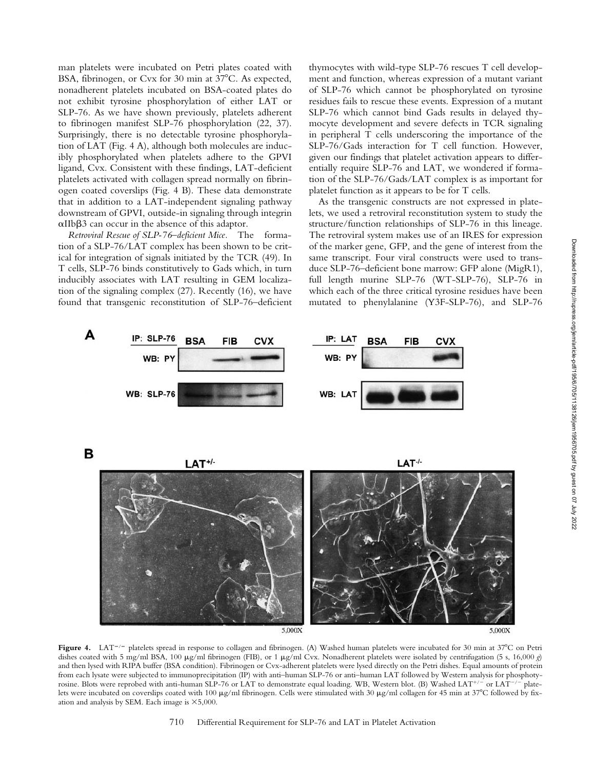man platelets were incubated on Petri plates coated with BSA, fibrinogen, or Cvx for 30 min at 37°C. As expected, nonadherent platelets incubated on BSA-coated plates do not exhibit tyrosine phosphorylation of either LAT or SLP-76. As we have shown previously, platelets adherent to fibrinogen manifest SLP-76 phosphorylation (22, 37). Surprisingly, there is no detectable tyrosine phosphorylation of LAT (Fig. 4 A), although both molecules are inducibly phosphorylated when platelets adhere to the GPVI ligand, Cvx. Consistent with these findings, LAT-deficient platelets activated with collagen spread normally on fibrinogen coated coverslips (Fig. 4 B). These data demonstrate that in addition to a LAT-independent signaling pathway downstream of GPVI, outside-in signaling through integrin αIIbβ3 can occur in the absence of this adaptor.

*Retroviral Rescue of SLP-76–deficient Mice.* The formation of a SLP-76/LAT complex has been shown to be critical for integration of signals initiated by the TCR (49). In T cells, SLP-76 binds constitutively to Gads which, in turn inducibly associates with LAT resulting in GEM localization of the signaling complex (27). Recently (16), we have found that transgenic reconstitution of SLP-76–deficient thymocytes with wild-type SLP-76 rescues T cell development and function, whereas expression of a mutant variant of SLP-76 which cannot be phosphorylated on tyrosine residues fails to rescue these events. Expression of a mutant SLP-76 which cannot bind Gads results in delayed thymocyte development and severe defects in TCR signaling in peripheral T cells underscoring the importance of the SLP-76/Gads interaction for T cell function. However, given our findings that platelet activation appears to differentially require SLP-76 and LAT, we wondered if formation of the SLP-76/Gads/LAT complex is as important for platelet function as it appears to be for T cells.

As the transgenic constructs are not expressed in platelets, we used a retroviral reconstitution system to study the structure/function relationships of SLP-76 in this lineage. The retroviral system makes use of an IRES for expression of the marker gene, GFP, and the gene of interest from the same transcript. Four viral constructs were used to transduce SLP-76–deficient bone marrow: GFP alone (MigR1), full length murine SLP-76 (WT-SLP-76), SLP-76 in which each of the three critical tyrosine residues have been mutated to phenylalanine (Y3F-SLP-76), and SLP-76

A

IP: SLP-76 BSA FIB CVX

WB: PY

WB: SLP-76

IP: LAT BSA FIB CVX

WB: PY

WB: LAT

B

LAT+/-

LAT-/-

5,000X

5,000X

**Figure 4.** $LAT^{-/-}$ platelets spread in response to collagen and fibrinogen. (A) Washed human platelets were incubated for 30 min at 37°C on Petri dishes coated with 5 mg/ml BSA, 100 μg/ml fibrinogen (FIB), or 1 μg/ml Cvx. Nonadherent platelets were isolated by centrifugation (5 s, 16,000 *g*) and then lysed with RIPA buffer (BSA condition). Fibrinogen or Cvx-adherent platelets were lysed directly on the Petri dishes. Equal amounts of protein from each lysate were subjected to immunoprecipitation (IP) with anti–human SLP-76 or anti–human LAT followed by Western analysis for phosphotyrosine. Blots were reprobed with anti-human SLP-76 or LAT to demonstrate equal loading. WB, Western blot. (B) Washed $LAT^{+/-}$ or $LAT^{-/-}$ platelets were incubated on coverslips coated with 100 μg/ml fibrinogen. Cells were stimulated with 30 μg/ml collagen for 45 min at 37°C followed by fixation and analysis by SEM. Each image is ×5,000.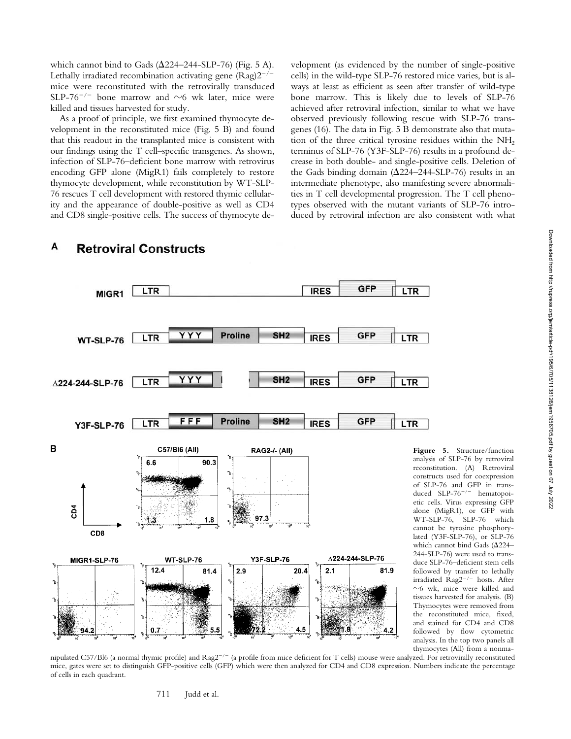which cannot bind to Gads (Δ224–244-SLP-76) (Fig. 5 A). Lethally irradiated recombination activating gene $(Rag)2^{-/-}$ mice were reconstituted with the retrovirally transduced SLP-$76^{-/-}$ bone marrow and ~6 wk later, mice were killed and tissues harvested for study.

As a proof of principle, we first examined thymocyte development in the reconstituted mice (Fig. 5 B) and found that this readout in the transplanted mice is consistent with our findings using the T cell–specific transgenes. As shown, infection of SLP-76–deficient bone marrow with retrovirus encoding GFP alone (MigR1) fails completely to restore thymocyte development, while reconstitution by WT-SLP-76 rescues T cell development with restored thymic cellularity and the appearance of double-positive as well as CD4 and CD8 single-positive cells. The success of thymocyte development (as evidenced by the number of single-positive cells) in the wild-type SLP-76 restored mice varies, but is always at least as efficient as seen after transfer of wild-type bone marrow. This is likely due to levels of SLP-76 achieved after retroviral infection, similar to what we have observed previously following rescue with SLP-76 transgenes (16). The data in Fig. 5 B demonstrate also that mutation of the three critical tyrosine residues within the $NH_2$ terminus of SLP-76 (Y3F-SLP-76) results in a profound decrease in both double- and single-positive cells. Deletion of the Gads binding domain (Δ224–244-SLP-76) results in an intermediate phenotype, also manifesting severe abnormalities in T cell developmental progression. The T cell phenotypes observed with the mutant variants of SLP-76 introduced by retroviral infection are also consistent with what

A Retroviral Constructs

MIGR1: LTR, IRES, GFP, LTR

WT-SLP-76: LTR, YYY, Proline, SH2, IRES, GFP, LTR

Δ224-244-SLP-76: LTR, YYY, SH2, IRES, GFP, LTR

Y3F-SLP-76: LTR, FFF, Proline, SH2, IRES, GFP, LTR

B

C57/Bl6 (All): 6.6, 90.3, 1.3, 1.8

RAG2-/- (All): 97.3

CD4, CD8

MIGR1-SLP-76: 94.2

WT-SLP-76: 12.4, 81.4, 0.7, 5.5

Y3F-SLP-76: 2.9, 20.4, 72.2, 4.5

Δ224-244-SLP-76: 2.1, 81.9, 11.8, 4.2

**Figure 5.** Structure/function analysis of SLP-76 by retroviral reconstitution. (A) Retroviral constructs used for coexpression of SLP-76 and GFP in transduced SLP-$76^{-/-}$ hematopoietic cells. Virus expressing GFP alone (MigR1), or GFP with WT-SLP-76, SLP-76 which cannot be tyrosine phosphorylated (Y3F-SLP-76), or SLP-76 which cannot bind Gads (Δ224–244-SLP-76) were used to transduce SLP-76–deficient stem cells followed by transfer to lethally irradiated $Rag2^{-/-}$ hosts. After ~6 wk, mice were killed and tissues harvested for analysis. (B) Thymocytes were removed from the reconstituted mice, fixed, and stained for CD4 and CD8 followed by flow cytometric analysis. In the top two panels all thymocytes (All) from a nonmanipulated C57/Bl6 (a normal thymic profile) and $Rag2^{-/-}$ (a profile from mice deficient for T cells) mouse were analyzed. For retrovirally reconstituted mice, gates were set to distinguish GFP-positive cells (GFP) which were then analyzed for CD4 and CD8 expression. Numbers indicate the percentage of cells in each quadrant.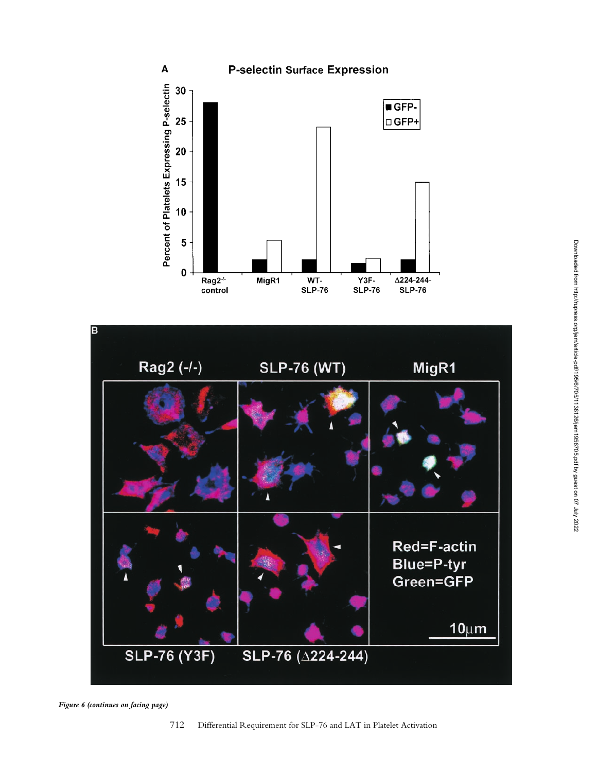A

P-selectin Surface Expression

Percent of Platelets Expressing P-selectin

30
25
20
15
10
5
0

■ GFP-
□ GFP+

Rag2-/- control
MigR1
WT-SLP-76
Y3F-SLP-76
Δ224-244-SLP-76

B

Rag2 (-/-)
SLP-76 (WT)
MigR1
SLP-76 (Y3F)
SLP-76 (Δ224-244)

Red=F-actin
Blue=P-tyr
Green=GFP

10μm

*Figure 6 (continues on facing page)*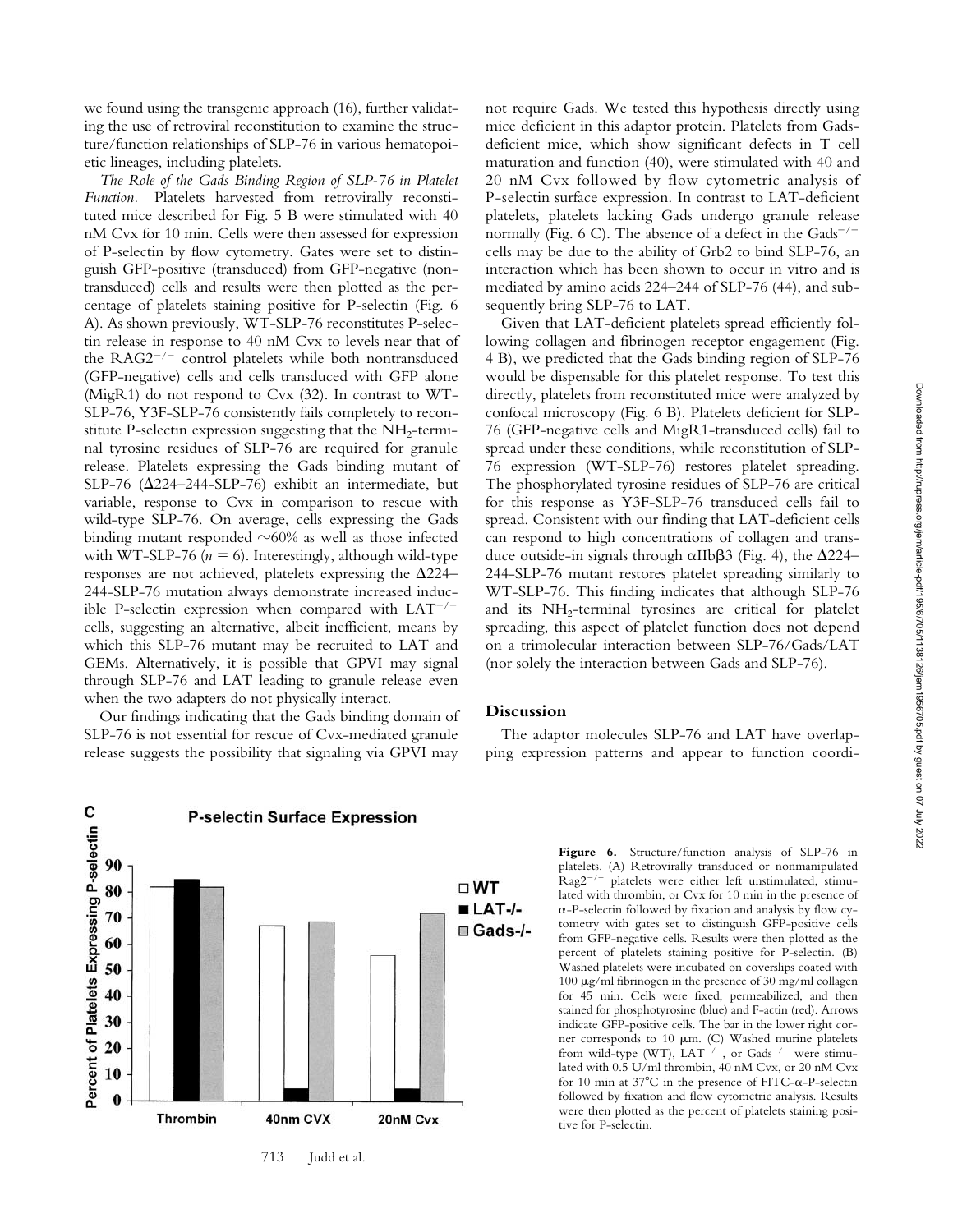we found using the transgenic approach (16), further validating the use of retroviral reconstitution to examine the structure/function relationships of SLP-76 in various hematopoietic lineages, including platelets.

*The Role of the Gads Binding Region of SLP-76 in Platelet Function.* Platelets harvested from retrovirally reconstituted mice described for Fig. 5 B were stimulated with 40 nM Cvx for 10 min. Cells were then assessed for expression of P-selectin by flow cytometry. Gates were set to distinguish GFP-positive (transduced) from GFP-negative (nontransduced) cells and results were then plotted as the percentage of platelets staining positive for P-selectin (Fig. 6 A). As shown previously, WT-SLP-76 reconstitutes P-selectin release in response to 40 nM Cvx to levels near that of the $RAG2^{-/-}$ control platelets while both nontransduced (GFP-negative) cells and cells transduced with GFP alone (MigR1) do not respond to Cvx (32). In contrast to WT-SLP-76, Y3F-SLP-76 consistently fails completely to reconstitute P-selectin expression suggesting that the $NH_2$-terminal tyrosine residues of SLP-76 are required for granule release. Platelets expressing the Gads binding mutant of SLP-76 (Δ224–244-SLP-76) exhibit an intermediate, but variable, response to Cvx in comparison to rescue with wild-type SLP-76. On average, cells expressing the Gads binding mutant responded ~60% as well as those infected with WT-SLP-76 ($n = 6$). Interestingly, although wild-type responses are not achieved, platelets expressing the Δ224–244-SLP-76 mutation always demonstrate increased inducible P-selectin expression when compared with $LAT^{-/-}$ cells, suggesting an alternative, albeit inefficient, means by which this SLP-76 mutant may be recruited to LAT and GEMs. Alternatively, it is possible that GPVI may signal through SLP-76 and LAT leading to granule release even when the two adapters do not physically interact.

Our findings indicating that the Gads binding domain of SLP-76 is not essential for rescue of Cvx-mediated granule release suggests the possibility that signaling via GPVI may not require Gads. We tested this hypothesis directly using mice deficient in this adaptor protein. Platelets from Gads-deficient mice, which show significant defects in T cell maturation and function (40), were stimulated with 40 and 20 nM Cvx followed by flow cytometric analysis of P-selectin surface expression. In contrast to LAT-deficient platelets, platelets lacking Gads undergo granule release normally (Fig. 6 C). The absence of a defect in the $Gads^{-/-}$ cells may be due to the ability of Grb2 to bind SLP-76, an interaction which has been shown to occur in vitro and is mediated by amino acids 224–244 of SLP-76 (44), and subsequently bring SLP-76 to LAT.

Given that LAT-deficient platelets spread efficiently following collagen and fibrinogen receptor engagement (Fig. 4 B), we predicted that the Gads binding region of SLP-76 would be dispensable for this platelet response. To test this directly, platelets from reconstituted mice were analyzed by confocal microscopy (Fig. 6 B). Platelets deficient for SLP-76 (GFP-negative cells and MigR1-transduced cells) fail to spread under these conditions, while reconstitution of SLP-76 expression (WT-SLP-76) restores platelet spreading. The phosphorylated tyrosine residues of SLP-76 are critical for this response as Y3F-SLP-76 transduced cells fail to spread. Consistent with our finding that LAT-deficient cells can respond to high concentrations of collagen and transduce outside-in signals through αIIbβ3 (Fig. 4), the Δ224–244-SLP-76 mutant restores platelet spreading similarly to WT-SLP-76. This finding indicates that although SLP-76 and its $NH_2$-terminal tyrosines are critical for platelet spreading, this aspect of platelet function does not depend on a trimolecular interaction between SLP-76/Gads/LAT (nor solely the interaction between Gads and SLP-76).

## Discussion

The adaptor molecules SLP-76 and LAT have overlapping expression patterns and appear to function coordi-

C

P-selectin Surface Expression

Percent of Platelets Expressing P-selectin

0
10
20
30
40
50
60
70
80
90

Thrombin
40nm CVX
20nM Cvx

WT
LAT-/-
Gads-/-

**Figure 6.** Structure/function analysis of SLP-76 in platelets. (A) Retrovirally transduced or nonmanipulated $Rag2^{-/-}$ platelets were either left unstimulated, stimulated with thrombin, or Cvx for 10 min in the presence of α-P-selectin followed by fixation and analysis by flow cytometry with gates set to distinguish GFP-positive cells from GFP-negative cells. Results were then plotted as the percent of platelets staining positive for P-selectin. (B) Washed platelets were incubated on coverslips coated with 100 μg/ml fibrinogen in the presence of 30 mg/ml collagen for 45 min. Cells were fixed, permeabilized, and then stained for phosphotyrosine (blue) and F-actin (red). Arrows indicate GFP-positive cells. The bar in the lower right corner corresponds to 10 μm. (C) Washed murine platelets from wild-type (WT), $LAT^{-/-}$, or $Gads^{-/-}$ were stimulated with 0.5 U/ml thrombin, 40 nM Cvx, or 20 nM Cvx for 10 min at 37°C in the presence of FITC-α-P-selectin followed by fixation and flow cytometric analysis. Results were then plotted as the percent of platelets staining positive for P-selectin.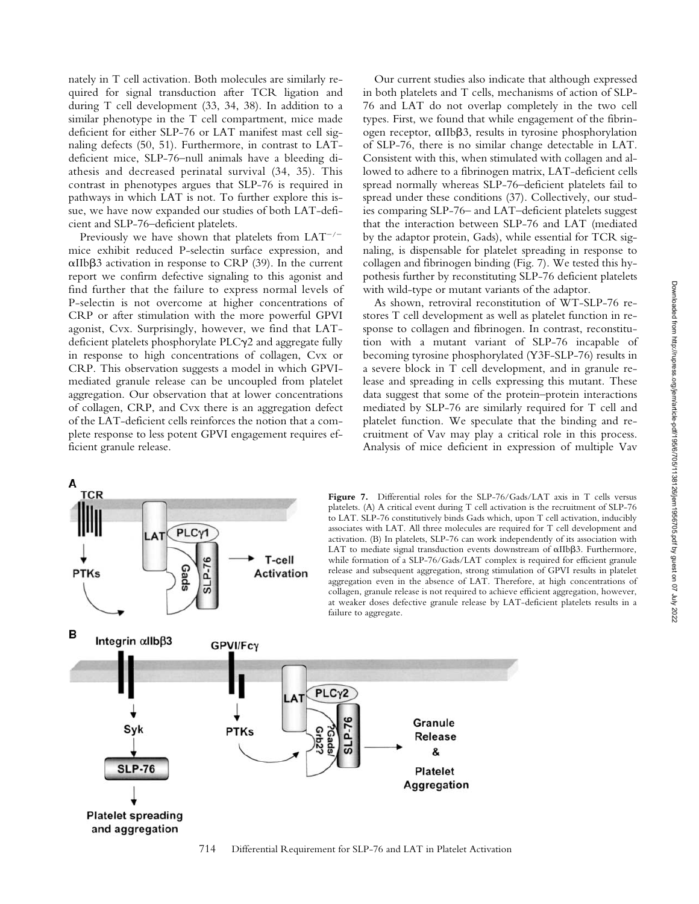nately in T cell activation. Both molecules are similarly required for signal transduction after TCR ligation and during T cell development (33, 34, 38). In addition to a similar phenotype in the T cell compartment, mice made deficient for either SLP-76 or LAT manifest mast cell signaling defects (50, 51). Furthermore, in contrast to LAT-deficient mice, SLP-76–null animals have a bleeding diathesis and decreased perinatal survival (34, 35). This contrast in phenotypes argues that SLP-76 is required in pathways in which LAT is not. To further explore this issue, we have now expanded our studies of both LAT-deficient and SLP-76–deficient platelets.

Previously we have shown that platelets from $LAT^{-/-}$ mice exhibit reduced P-selectin surface expression, and αIIbβ3 activation in response to CRP (39). In the current report we confirm defective signaling to this agonist and find further that the failure to express normal levels of P-selectin is not overcome at higher concentrations of CRP or after stimulation with the more powerful GPVI agonist, Cvx. Surprisingly, however, we find that LAT-deficient platelets phosphorylate PLCγ2 and aggregate fully in response to high concentrations of collagen, Cvx or CRP. This observation suggests a model in which GPVI-mediated granule release can be uncoupled from platelet aggregation. Our observation that at lower concentrations of collagen, CRP, and Cvx there is an aggregation defect of the LAT-deficient cells reinforces the notion that a complete response to less potent GPVI engagement requires efficient granule release.

Our current studies also indicate that although expressed in both platelets and T cells, mechanisms of action of SLP-76 and LAT do not overlap completely in the two cell types. First, we found that while engagement of the fibrinogen receptor, αIIbβ3, results in tyrosine phosphorylation of SLP-76, there is no similar change detectable in LAT. Consistent with this, when stimulated with collagen and allowed to adhere to a fibrinogen matrix, LAT-deficient cells spread normally whereas SLP-76–deficient platelets fail to spread under these conditions (37). Collectively, our studies comparing SLP-76– and LAT–deficient platelets suggest that the interaction between SLP-76 and LAT (mediated by the adaptor protein, Gads), while essential for TCR signaling, is dispensable for platelet spreading in response to collagen and fibrinogen binding (Fig. 7). We tested this hypothesis further by reconstituting SLP-76 deficient platelets with wild-type or mutant variants of the adaptor.

As shown, retroviral reconstitution of WT-SLP-76 restores T cell development as well as platelet function in response to collagen and fibrinogen. In contrast, reconstitution with a mutant variant of SLP-76 incapable of becoming tyrosine phosphorylated (Y3F-SLP-76) results in a severe block in T cell development, and in granule release and spreading in cells expressing this mutant. These data suggest that some of the protein–protein interactions mediated by SLP-76 are similarly required for T cell and platelet function. We speculate that the binding and recruitment of Vav may play a critical role in this process. Analysis of mice deficient in expression of multiple Vav

A
TCR
LAT
PLCγ1
Gads
SLP-76
PTKs
T-cell Activation

B
Integrin αIIbβ3
Syk
SLP-76
Platelet spreading and aggregation
GPVI/Fcγ
PTKs
LAT
PLCγ2
?Gads/Grb2?
SLP-76
Granule Release & Platelet Aggregation

**Figure 7.** Differential roles for the SLP-76/Gads/LAT axis in T cells versus platelets. (A) A critical event during T cell activation is the recruitment of SLP-76 to LAT. SLP-76 constitutively binds Gads which, upon T cell activation, inducibly associates with LAT. All three molecules are required for T cell development and activation. (B) In platelets, SLP-76 can work independently of its association with LAT to mediate signal transduction events downstream of αIIbβ3. Furthermore, while formation of a SLP-76/Gads/LAT complex is required for efficient granule release and subsequent aggregation, strong stimulation of GPVI results in platelet aggregation even in the absence of LAT. Therefore, at high concentrations of collagen, granule release is not required to achieve efficient aggregation, however, at weaker doses defective granule release by LAT-deficient platelets results in a failure to aggregate.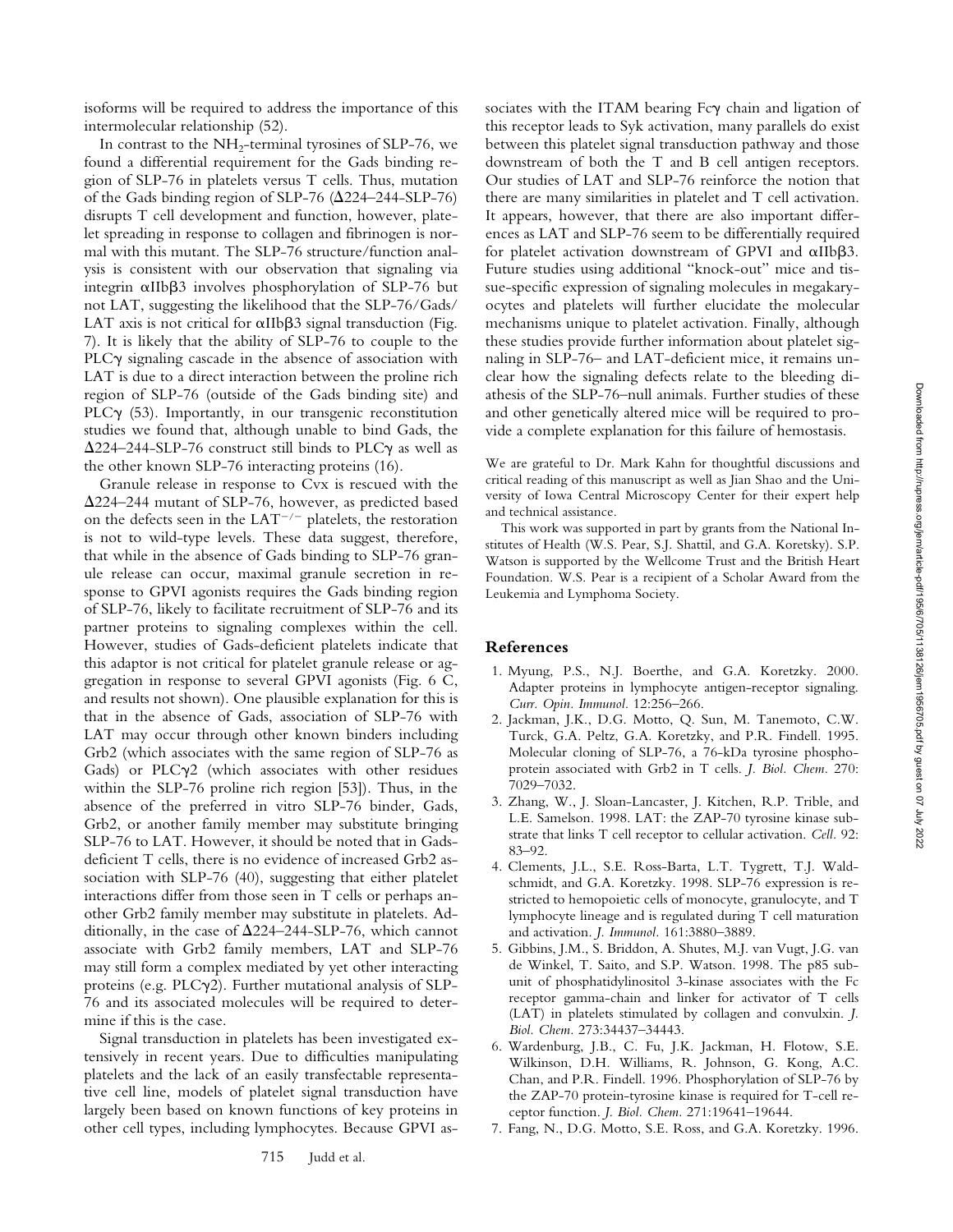isoforms will be required to address the importance of this intermolecular relationship (52).

In contrast to the $NH_2$-terminal tyrosines of SLP-76, we found a differential requirement for the Gads binding region of SLP-76 in platelets versus T cells. Thus, mutation of the Gads binding region of SLP-76 (Δ224–244-SLP-76) disrupts T cell development and function, however, platelet spreading in response to collagen and fibrinogen is normal with this mutant. The SLP-76 structure/function analysis is consistent with our observation that signaling via integrin αIIbβ3 involves phosphorylation of SLP-76 but not LAT, suggesting the likelihood that the SLP-76/Gads/LAT axis is not critical for αIIbβ3 signal transduction (Fig. 7). It is likely that the ability of SLP-76 to couple to the PLCγ signaling cascade in the absence of association with LAT is due to a direct interaction between the proline rich region of SLP-76 (outside of the Gads binding site) and PLCγ (53). Importantly, in our transgenic reconstitution studies we found that, although unable to bind Gads, the Δ224–244-SLP-76 construct still binds to PLCγ as well as the other known SLP-76 interacting proteins (16).

Granule release in response to Cvx is rescued with the Δ224–244 mutant of SLP-76, however, as predicted based on the defects seen in the $LAT^{-/-}$ platelets, the restoration is not to wild-type levels. These data suggest, therefore, that while in the absence of Gads binding to SLP-76 granule release can occur, maximal granule secretion in response to GPVI agonists requires the Gads binding region of SLP-76, likely to facilitate recruitment of SLP-76 and its partner proteins to signaling complexes within the cell. However, studies of Gads-deficient platelets indicate that this adaptor is not critical for platelet granule release or aggregation in response to several GPVI agonists (Fig. 6 C, and results not shown). One plausible explanation for this is that in the absence of Gads, association of SLP-76 with LAT may occur through other known binders including Grb2 (which associates with the same region of SLP-76 as Gads) or PLCγ2 (which associates with other residues within the SLP-76 proline rich region [53]). Thus, in the absence of the preferred in vitro SLP-76 binder, Gads, Grb2, or another family member may substitute bringing SLP-76 to LAT. However, it should be noted that in Gads-deficient T cells, there is no evidence of increased Grb2 association with SLP-76 (40), suggesting that either platelet interactions differ from those seen in T cells or perhaps another Grb2 family member may substitute in platelets. Additionally, in the case of Δ224–244-SLP-76, which cannot associate with Grb2 family members, LAT and SLP-76 may still form a complex mediated by yet other interacting proteins (e.g. PLCγ2). Further mutational analysis of SLP-76 and its associated molecules will be required to determine if this is the case.

Signal transduction in platelets has been investigated extensively in recent years. Due to difficulties manipulating platelets and the lack of an easily transfectable representative cell line, models of platelet signal transduction have largely been based on known functions of key proteins in other cell types, including lymphocytes. Because GPVI associates with the ITAM bearing Fcγ chain and ligation of this receptor leads to Syk activation, many parallels do exist between this platelet signal transduction pathway and those downstream of both the T and B cell antigen receptors. Our studies of LAT and SLP-76 reinforce the notion that there are many similarities in platelet and T cell activation. It appears, however, that there are also important differences as LAT and SLP-76 seem to be differentially required for platelet activation downstream of GPVI and αIIbβ3. Future studies using additional "knock-out" mice and tissue-specific expression of signaling molecules in megakaryocytes and platelets will further elucidate the molecular mechanisms unique to platelet activation. Finally, although these studies provide further information about platelet signaling in SLP-76– and LAT-deficient mice, it remains unclear how the signaling defects relate to the bleeding diathesis of the SLP-76–null animals. Further studies of these and other genetically altered mice will be required to provide a complete explanation for this failure of hemostasis.

We are grateful to Dr. Mark Kahn for thoughtful discussions and critical reading of this manuscript as well as Jian Shao and the University of Iowa Central Microscopy Center for their expert help and technical assistance.

This work was supported in part by grants from the National Institutes of Health (W.S. Pear, S.J. Shattil, and G.A. Koretzky). S.P. Watson is supported by the Wellcome Trust and the British Heart Foundation. W.S. Pear is a recipient of a Scholar Award from the Leukemia and Lymphoma Society.

## References

1. Myung, P.S., N.J. Boerthe, and G.A. Koretzky. 2000. Adapter proteins in lymphocyte antigen-receptor signaling. *Curr. Opin. Immunol.* 12:256–266.
2. Jackman, J.K., D.G. Motto, Q. Sun, M. Tanemoto, C.W. Turck, G.A. Peltz, G.A. Koretzky, and P.R. Findell. 1995. Molecular cloning of SLP-76, a 76-kDa tyrosine phosphoprotein associated with Grb2 in T cells. *J. Biol. Chem.* 270: 7029–7032.
3. Zhang, W., J. Sloan-Lancaster, J. Kitchen, R.P. Trible, and L.E. Samelson. 1998. LAT: the ZAP-70 tyrosine kinase substrate that links T cell receptor to cellular activation. *Cell.* 92: 83–92.
4. Clements, J.L., S.E. Ross-Barta, L.T. Tygrett, T.J. Waldschmidt, and G.A. Koretzky. 1998. SLP-76 expression is restricted to hemopoietic cells of monocyte, granulocyte, and T lymphocyte lineage and is regulated during T cell maturation and activation. *J. Immunol.* 161:3880–3889.
5. Gibbins, J.M., S. Briddon, A. Shutes, M.J. van Vugt, J.G. van de Winkel, T. Saito, and S.P. Watson. 1998. The p85 subunit of phosphatidylinositol 3-kinase associates with the Fc receptor gamma-chain and linker for activator of T cells (LAT) in platelets stimulated by collagen and convulxin. *J. Biol. Chem.* 273:34437–34443.
6. Wardenburg, J.B., C. Fu, J.K. Jackman, H. Flotow, S.E. Wilkinson, D.H. Williams, R. Johnson, G. Kong, A.C. Chan, and P.R. Findell. 1996. Phosphorylation of SLP-76 by the ZAP-70 protein-tyrosine kinase is required for T-cell receptor function. *J. Biol. Chem.* 271:19641–19644.
7. Fang, N., D.G. Motto, S.E. Ross, and G.A. Koretzky. 1996.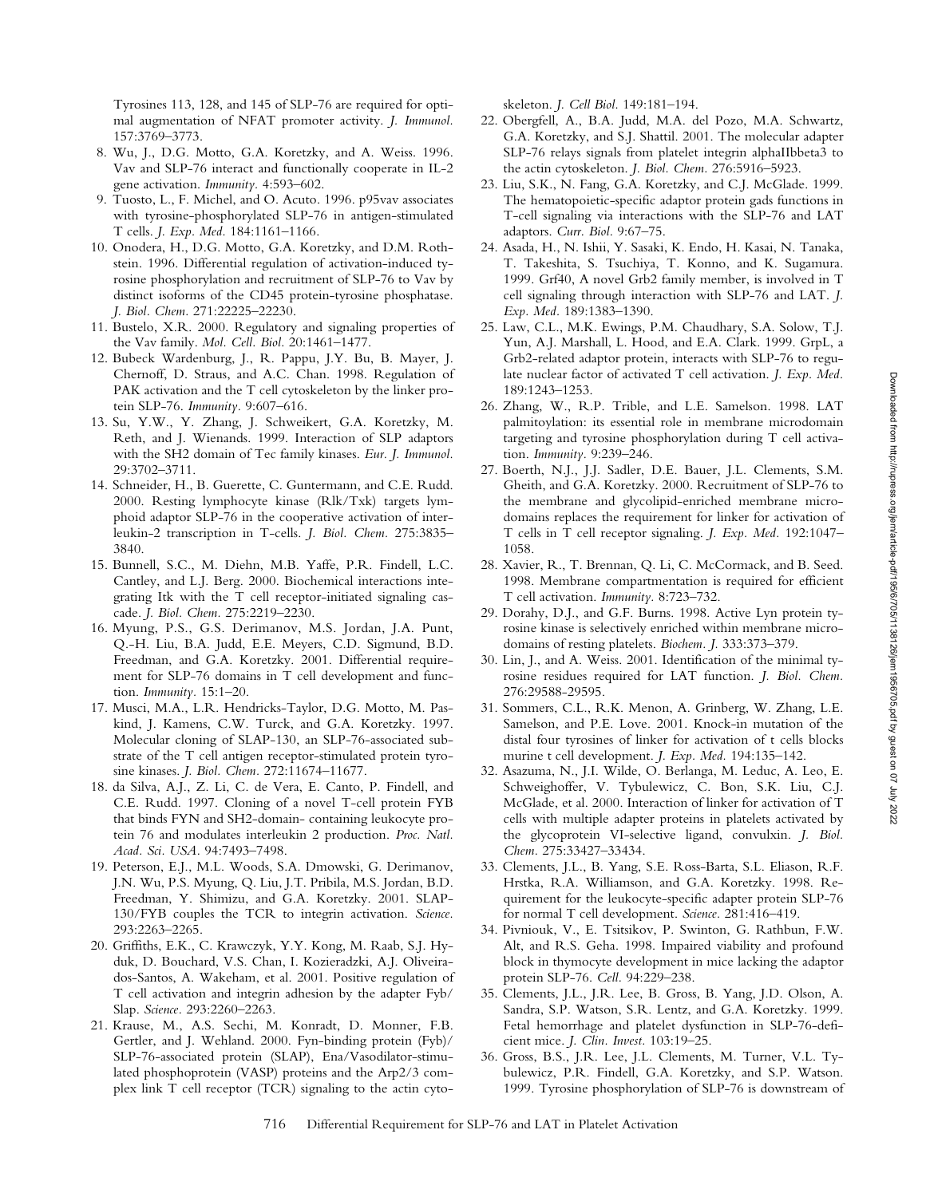Tyrosines 113, 128, and 145 of SLP-76 are required for optimal augmentation of NFAT promoter activity. *J. Immunol.* 157:3769–3773.

8. Wu, J., D.G. Motto, G.A. Koretzky, and A. Weiss. 1996. Vav and SLP-76 interact and functionally cooperate in IL-2 gene activation. *Immunity.* 4:593–602.
9. Tuosto, L., F. Michel, and O. Acuto. 1996. p95vav associates with tyrosine-phosphorylated SLP-76 in antigen-stimulated T cells. *J. Exp. Med.* 184:1161–1166.
10. Onodera, H., D.G. Motto, G.A. Koretzky, and D.M. Rothstein. 1996. Differential regulation of activation-induced tyrosine phosphorylation and recruitment of SLP-76 to Vav by distinct isoforms of the CD45 protein-tyrosine phosphatase. *J. Biol. Chem.* 271:22225–22230.
11. Bustelo, X.R. 2000. Regulatory and signaling properties of the Vav family. *Mol. Cell. Biol.* 20:1461–1477.
12. Bubeck Wardenburg, J., R. Pappu, J.Y. Bu, B. Mayer, J. Chernoff, D. Straus, and A.C. Chan. 1998. Regulation of PAK activation and the T cell cytoskeleton by the linker protein SLP-76. *Immunity.* 9:607–616.
13. Su, Y.W., Y. Zhang, J. Schweikert, G.A. Koretzky, M. Reth, and J. Wienands. 1999. Interaction of SLP adaptors with the SH2 domain of Tec family kinases. *Eur. J. Immunol.* 29:3702–3711.
14. Schneider, H., B. Guerette, C. Guntermann, and C.E. Rudd. 2000. Resting lymphocyte kinase (Rlk/Txk) targets lymphoid adaptor SLP-76 in the cooperative activation of interleukin-2 transcription in T-cells. *J. Biol. Chem.* 275:3835–3840.
15. Bunnell, S.C., M. Diehn, M.B. Yaffe, P.R. Findell, L.C. Cantley, and L.J. Berg. 2000. Biochemical interactions integrating Itk with the T cell receptor-initiated signaling cascade. *J. Biol. Chem.* 275:2219–2230.
16. Myung, P.S., G.S. Derimanov, M.S. Jordan, J.A. Punt, Q.-H. Liu, B.A. Judd, E.E. Meyers, C.D. Sigmund, B.D. Freedman, and G.A. Koretzky. 2001. Differential requirement for SLP-76 domains in T cell development and function. *Immunity.* 15:1–20.
17. Musci, M.A., L.R. Hendricks-Taylor, D.G. Motto, M. Paskind, J. Kamens, C.W. Turck, and G.A. Koretzky. 1997. Molecular cloning of SLAP-130, an SLP-76-associated substrate of the T cell antigen receptor-stimulated protein tyrosine kinases. *J. Biol. Chem.* 272:11674–11677.
18. da Silva, A.J., Z. Li, C. de Vera, E. Canto, P. Findell, and C.E. Rudd. 1997. Cloning of a novel T-cell protein FYB that binds FYN and SH2-domain- containing leukocyte protein 76 and modulates interleukin 2 production. *Proc. Natl. Acad. Sci. USA.* 94:7493–7498.
19. Peterson, E.J., M.L. Woods, S.A. Dmowski, G. Derimanov, J.N. Wu, P.S. Myung, Q. Liu, J.T. Pribila, M.S. Jordan, B.D. Freedman, Y. Shimizu, and G.A. Koretzky. 2001. SLAP-130/FYB couples the TCR to integrin activation. *Science.* 293:2263–2265.
20. Griffiths, E.K., C. Krawczyk, Y.Y. Kong, M. Raab, S.J. Hyduk, D. Bouchard, V.S. Chan, I. Kozieradzki, A.J. Oliveira-dos-Santos, A. Wakeham, et al. 2001. Positive regulation of T cell activation and integrin adhesion by the adapter Fyb/Slap. *Science.* 293:2260–2263.
21. Krause, M., A.S. Sechi, M. Konradt, D. Monner, F.B. Gertler, and J. Wehland. 2000. Fyn-binding protein (Fyb)/SLP-76-associated protein (SLAP), Ena/Vasodilator-stimulated phosphoprotein (VASP) proteins and the Arp2/3 complex link T cell receptor (TCR) signaling to the actin cytoskeleton. *J. Cell Biol.* 149:181–194.
22. Obergfell, A., B.A. Judd, M.A. del Pozo, M.A. Schwartz, G.A. Koretzky, and S.J. Shattil. 2001. The molecular adapter SLP-76 relays signals from platelet integrin alphaIIbbeta3 to the actin cytoskeleton. *J. Biol. Chem.* 276:5916–5923.
23. Liu, S.K., N. Fang, G.A. Koretzky, and C.J. McGlade. 1999. The hematopoietic-specific adaptor protein gads functions in T-cell signaling via interactions with the SLP-76 and LAT adaptors. *Curr. Biol.* 9:67–75.
24. Asada, H., N. Ishii, Y. Sasaki, K. Endo, H. Kasai, N. Tanaka, T. Takeshita, S. Tsuchiya, T. Konno, and K. Sugamura. 1999. Grf40, A novel Grb2 family member, is involved in T cell signaling through interaction with SLP-76 and LAT. *J. Exp. Med.* 189:1383–1390.
25. Law, C.L., M.K. Ewings, P.M. Chaudhary, S.A. Solow, T.J. Yun, A.J. Marshall, L. Hood, and E.A. Clark. 1999. GrpL, a Grb2-related adaptor protein, interacts with SLP-76 to regulate nuclear factor of activated T cell activation. *J. Exp. Med.* 189:1243–1253.
26. Zhang, W., R.P. Trible, and L.E. Samelson. 1998. LAT palmitoylation: its essential role in membrane microdomain targeting and tyrosine phosphorylation during T cell activation. *Immunity.* 9:239–246.
27. Boerth, N.J., J.J. Sadler, D.E. Bauer, J.L. Clements, S.M. Gheith, and G.A. Koretzky. 2000. Recruitment of SLP-76 to the membrane and glycolipid-enriched membrane microdomains replaces the requirement for linker for activation of T cells in T cell receptor signaling. *J. Exp. Med.* 192:1047–1058.
28. Xavier, R., T. Brennan, Q. Li, C. McCormack, and B. Seed. 1998. Membrane compartmentation is required for efficient T cell activation. *Immunity.* 8:723–732.
29. Dorahy, D.J., and G.F. Burns. 1998. Active Lyn protein tyrosine kinase is selectively enriched within membrane microdomains of resting platelets. *Biochem. J.* 333:373–379.
30. Lin, J., and A. Weiss. 2001. Identification of the minimal tyrosine residues required for LAT function. *J. Biol. Chem.* 276:29588-29595.
31. Sommers, C.L., R.K. Menon, A. Grinberg, W. Zhang, L.E. Samelson, and P.E. Love. 2001. Knock-in mutation of the distal four tyrosines of linker for activation of t cells blocks murine t cell development. *J. Exp. Med.* 194:135–142.
32. Asazuma, N., J.I. Wilde, O. Berlanga, M. Leduc, A. Leo, E. Schweighoffer, V. Tybulewicz, C. Bon, S.K. Liu, C.J. McGlade, et al. 2000. Interaction of linker for activation of T cells with multiple adapter proteins in platelets activated by the glycoprotein VI-selective ligand, convulxin. *J. Biol. Chem.* 275:33427–33434.
33. Clements, J.L., B. Yang, S.E. Ross-Barta, S.L. Eliason, R.F. Hrstka, R.A. Williamson, and G.A. Koretzky. 1998. Requirement for the leukocyte-specific adapter protein SLP-76 for normal T cell development. *Science.* 281:416–419.
34. Pivniouk, V., E. Tsitsikov, P. Swinton, G. Rathbun, F.W. Alt, and R.S. Geha. 1998. Impaired viability and profound block in thymocyte development in mice lacking the adaptor protein SLP-76. *Cell.* 94:229–238.
35. Clements, J.L., J.R. Lee, B. Gross, B. Yang, J.D. Olson, A. Sandra, S.P. Watson, S.R. Lentz, and G.A. Koretzky. 1999. Fetal hemorrhage and platelet dysfunction in SLP-76-deficient mice. *J. Clin. Invest.* 103:19–25.
36. Gross, B.S., J.R. Lee, J.L. Clements, M. Turner, V.L. Tybulewicz, P.R. Findell, G.A. Koretzky, and S.P. Watson. 1999. Tyrosine phosphorylation of SLP-76 is downstream of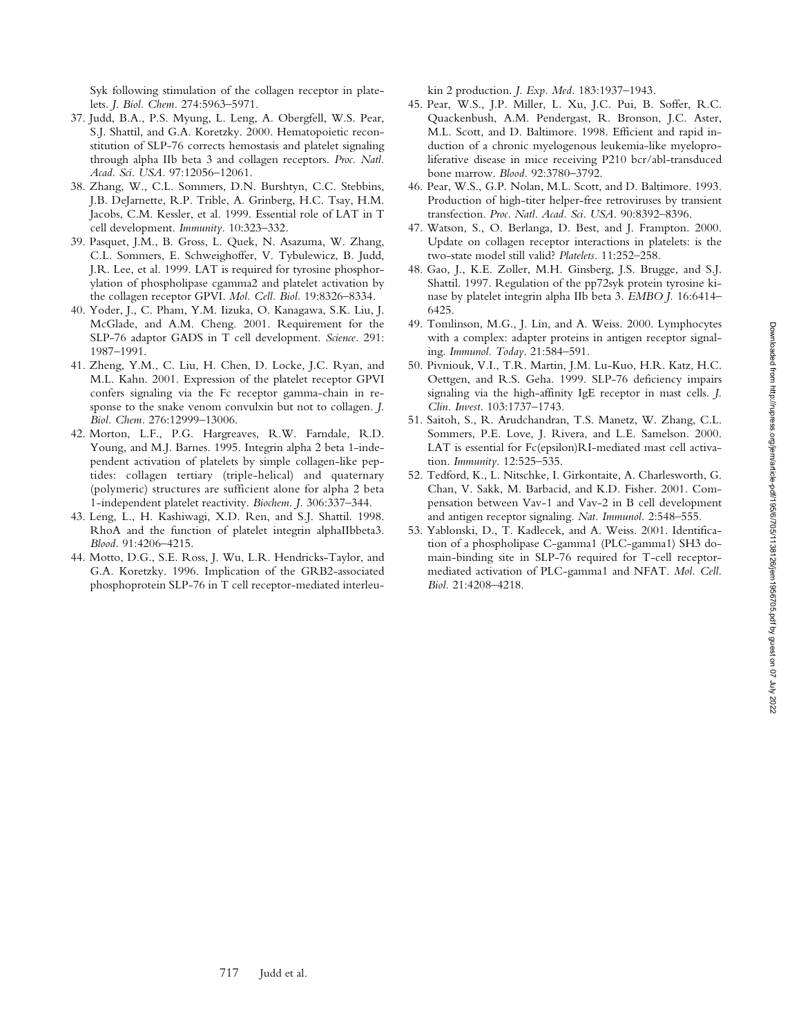Syk following stimulation of the collagen receptor in platelets. *J. Biol. Chem.* 274:5963–5971.

37. Judd, B.A., P.S. Myung, L. Leng, A. Obergfell, W.S. Pear, S.J. Shattil, and G.A. Koretzky. 2000. Hematopoietic reconstitution of SLP-76 corrects hemostasis and platelet signaling through alpha IIb beta 3 and collagen receptors. *Proc. Natl. Acad. Sci. USA.* 97:12056–12061.
38. Zhang, W., C.L. Sommers, D.N. Burshtyn, C.C. Stebbins, J.B. DeJarnette, R.P. Trible, A. Grinberg, H.C. Tsay, H.M. Jacobs, C.M. Kessler, et al. 1999. Essential role of LAT in T cell development. *Immunity.* 10:323–332.
39. Pasquet, J.M., B. Gross, L. Quek, N. Asazuma, W. Zhang, C.L. Sommers, E. Schweighoffer, V. Tybulewicz, B. Judd, J.R. Lee, et al. 1999. LAT is required for tyrosine phosphorylation of phospholipase cgamma2 and platelet activation by the collagen receptor GPVI. *Mol. Cell. Biol.* 19:8326–8334.
40. Yoder, J., C. Pham, Y.M. Iizuka, O. Kanagawa, S.K. Liu, J. McGlade, and A.M. Cheng. 2001. Requirement for the SLP-76 adaptor GADS in T cell development. *Science.* 291: 1987–1991.
41. Zheng, Y.M., C. Liu, H. Chen, D. Locke, J.C. Ryan, and M.L. Kahn. 2001. Expression of the platelet receptor GPVI confers signaling via the Fc receptor gamma-chain in response to the snake venom convulxin but not to collagen. *J. Biol. Chem.* 276:12999–13006.
42. Morton, L.F., P.G. Hargreaves, R.W. Farndale, R.D. Young, and M.J. Barnes. 1995. Integrin alpha 2 beta 1-independent activation of platelets by simple collagen-like peptides: collagen tertiary (triple-helical) and quaternary (polymeric) structures are sufficient alone for alpha 2 beta 1-independent platelet reactivity. *Biochem. J.* 306:337–344.
43. Leng, L., H. Kashiwagi, X.D. Ren, and S.J. Shattil. 1998. RhoA and the function of platelet integrin alphaIIbbeta3. *Blood.* 91:4206–4215.
44. Motto, D.G., S.E. Ross, J. Wu, L.R. Hendricks-Taylor, and G.A. Koretzky. 1996. Implication of the GRB2-associated phosphoprotein SLP-76 in T cell receptor-mediated interleukin 2 production. *J. Exp. Med.* 183:1937–1943.
45. Pear, W.S., J.P. Miller, L. Xu, J.C. Pui, B. Soffer, R.C. Quackenbush, A.M. Pendergast, R. Bronson, J.C. Aster, M.L. Scott, and D. Baltimore. 1998. Efficient and rapid induction of a chronic myelogenous leukemia-like myeloproliferative disease in mice receiving P210 bcr/abl-transduced bone marrow. *Blood.* 92:3780–3792.
46. Pear, W.S., G.P. Nolan, M.L. Scott, and D. Baltimore. 1993. Production of high-titer helper-free retroviruses by transient transfection. *Proc. Natl. Acad. Sci. USA.* 90:8392–8396.
47. Watson, S., O. Berlanga, D. Best, and J. Frampton. 2000. Update on collagen receptor interactions in platelets: is the two-state model still valid? *Platelets.* 11:252–258.
48. Gao, J., K.E. Zoller, M.H. Ginsberg, J.S. Brugge, and S.J. Shattil. 1997. Regulation of the pp72syk protein tyrosine kinase by platelet integrin alpha IIb beta 3. *EMBO J.* 16:6414–6425.
49. Tomlinson, M.G., J. Lin, and A. Weiss. 2000. Lymphocytes with a complex: adapter proteins in antigen receptor signaling. *Immunol. Today.* 21:584–591.
50. Pivniouk, V.I., T.R. Martin, J.M. Lu-Kuo, H.R. Katz, H.C. Oettgen, and R.S. Geha. 1999. SLP-76 deficiency impairs signaling via the high-affinity IgE receptor in mast cells. *J. Clin. Invest.* 103:1737–1743.
51. Saitoh, S., R. Arudchandran, T.S. Manetz, W. Zhang, C.L. Sommers, P.E. Love, J. Rivera, and L.E. Samelson. 2000. LAT is essential for Fc(epsilon)RI-mediated mast cell activation. *Immunity.* 12:525–535.
52. Tedford, K., L. Nitschke, I. Girkontaite, A. Charlesworth, G. Chan, V. Sakk, M. Barbacid, and K.D. Fisher. 2001. Compensation between Vav-1 and Vav-2 in B cell development and antigen receptor signaling. *Nat. Immunol.* 2:548–555.
53. Yablonski, D., T. Kadlecek, and A. Weiss. 2001. Identification of a phospholipase C-gamma1 (PLC-gamma1) SH3 domain-binding site in SLP-76 required for T-cell receptor-mediated activation of PLC-gamma1 and NFAT. *Mol. Cell. Biol.* 21:4208–4218.